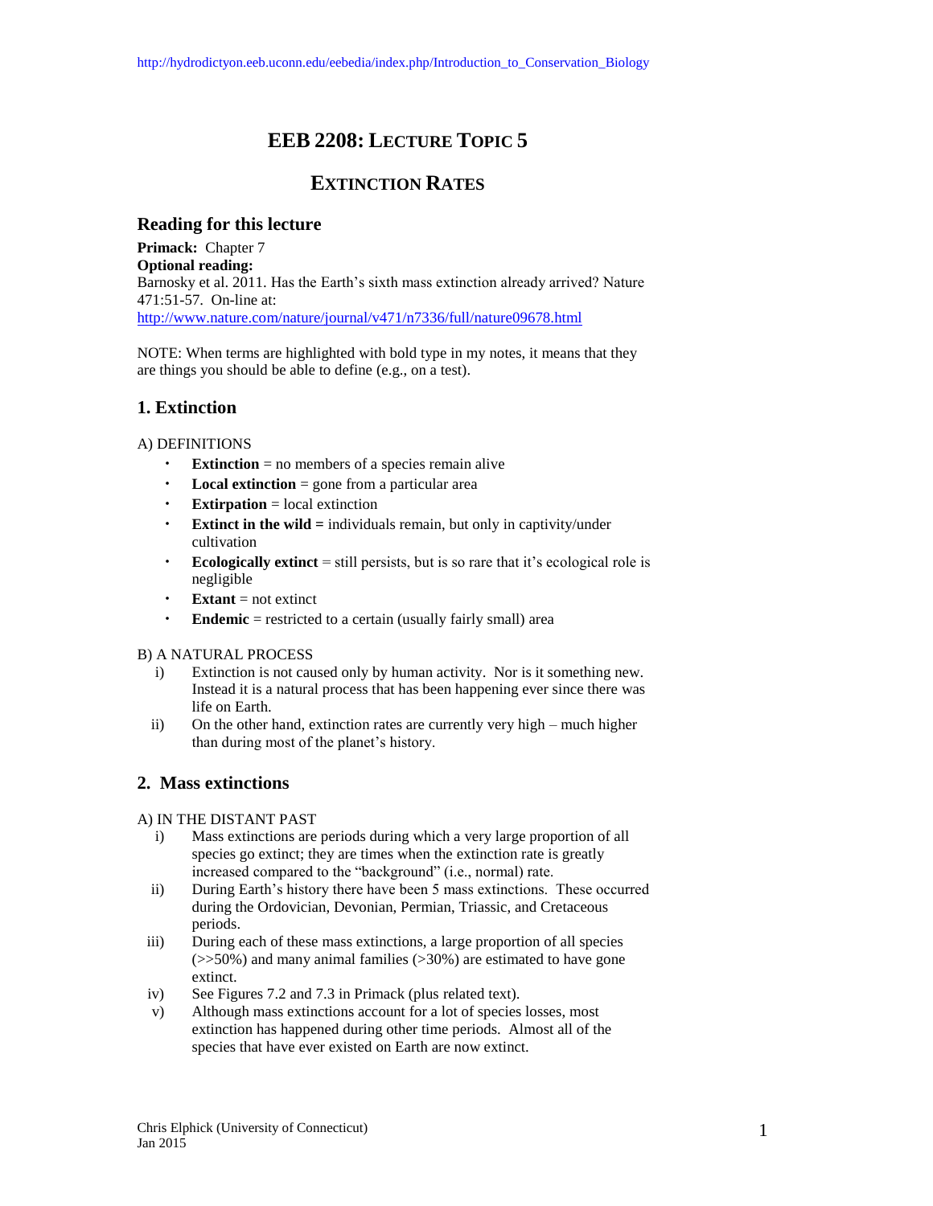http://hydrodictyon.eeb.uconn.edu/eebedia/index.php/Introduction_to_Conservation_Biology

# EEB 2208: Lecture Topic 5

## Extinction Rates

### Reading for this lecture

**Primack:** Chapter 7
**Optional reading:**
Barnosky et al. 2011. Has the Earth's sixth mass extinction already arrived? Nature 471:51-57. On-line at:
http://www.nature.com/nature/journal/v471/n7336/full/nature09678.html

NOTE: When terms are highlighted with bold type in my notes, it means that they are things you should be able to define (e.g., on a test).

### 1. Extinction

A) DEFINITIONS

- **Extinction** = no members of a species remain alive
- **Local extinction** = gone from a particular area
- **Extirpation** = local extinction
- **Extinct in the wild =** individuals remain, but only in captivity/under cultivation
- **Ecologically extinct** = still persists, but is so rare that it's ecological role is negligible
- **Extant** = not extinct
- **Endemic** = restricted to a certain (usually fairly small) area

B) A NATURAL PROCESS

i) Extinction is not caused only by human activity. Nor is it something new. Instead it is a natural process that has been happening ever since there was life on Earth.

ii) On the other hand, extinction rates are currently very high – much higher than during most of the planet's history.

### 2. Mass extinctions

A) IN THE DISTANT PAST

i) Mass extinctions are periods during which a very large proportion of all species go extinct; they are times when the extinction rate is greatly increased compared to the "background" (i.e., normal) rate.

ii) During Earth's history there have been 5 mass extinctions. These occurred during the Ordovician, Devonian, Permian, Triassic, and Cretaceous periods.

iii) During each of these mass extinctions, a large proportion of all species (>>50%) and many animal families (>30%) are estimated to have gone extinct.

iv) See Figures 7.2 and 7.3 in Primack (plus related text).

v) Although mass extinctions account for a lot of species losses, most extinction has happened during other time periods. Almost all of the species that have ever existed on Earth are now extinct.

Chris Elphick (University of Connecticut)
Jan 2015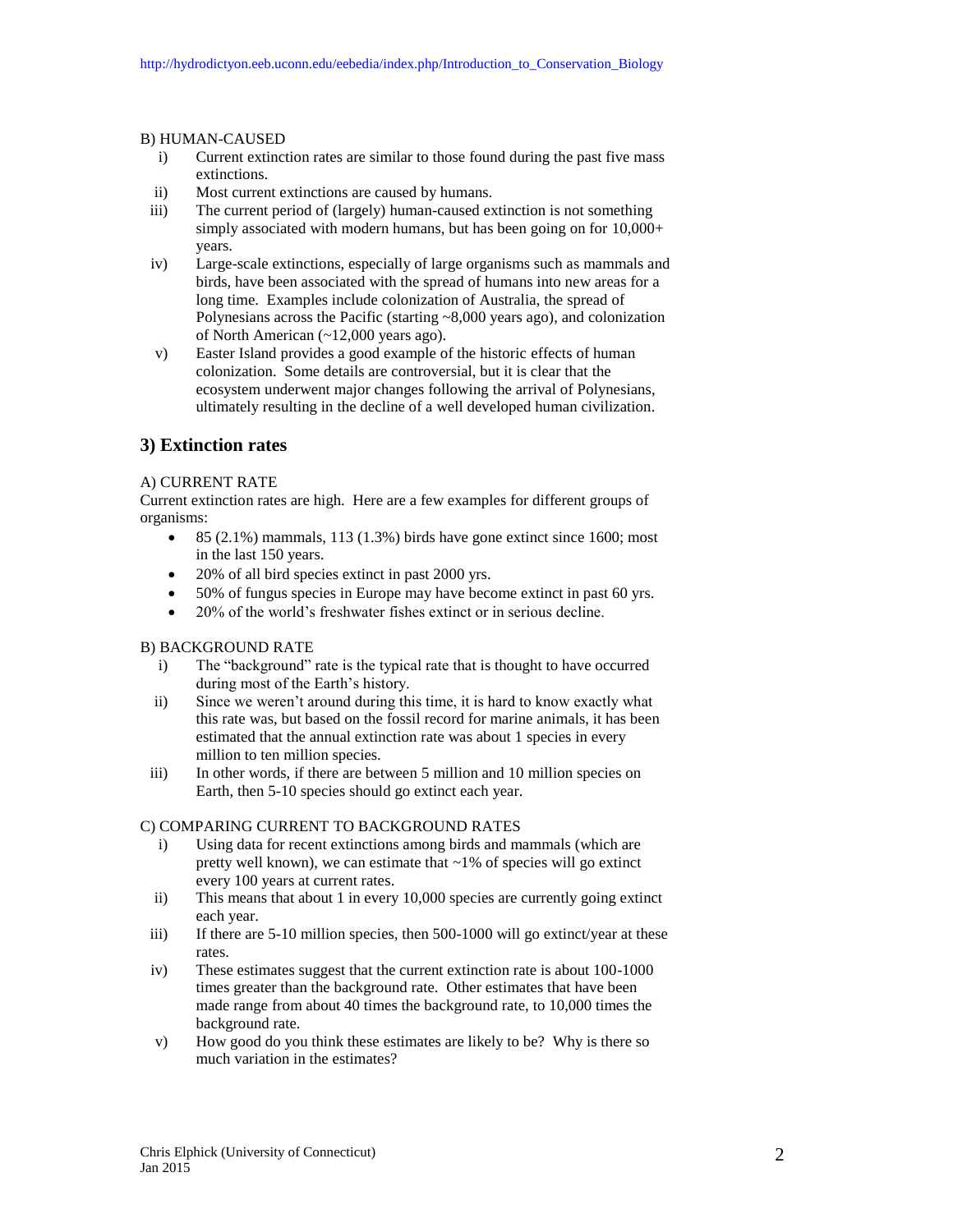B) HUMAN-CAUSED

i) Current extinction rates are similar to those found during the past five mass extinctions.

ii) Most current extinctions are caused by humans.

iii) The current period of (largely) human-caused extinction is not something simply associated with modern humans, but has been going on for 10,000+ years.

iv) Large-scale extinctions, especially of large organisms such as mammals and birds, have been associated with the spread of humans into new areas for a long time. Examples include colonization of Australia, the spread of Polynesians across the Pacific (starting ~8,000 years ago), and colonization of North American (~12,000 years ago).

v) Easter Island provides a good example of the historic effects of human colonization. Some details are controversial, but it is clear that the ecosystem underwent major changes following the arrival of Polynesians, ultimately resulting in the decline of a well developed human civilization.

## 3) Extinction rates

A) CURRENT RATE

Current extinction rates are high. Here are a few examples for different groups of organisms:

- 85 (2.1%) mammals, 113 (1.3%) birds have gone extinct since 1600; most in the last 150 years.
- 20% of all bird species extinct in past 2000 yrs.
- 50% of fungus species in Europe may have become extinct in past 60 yrs.
- 20% of the world's freshwater fishes extinct or in serious decline.

B) BACKGROUND RATE

i) The "background" rate is the typical rate that is thought to have occurred during most of the Earth's history.

ii) Since we weren't around during this time, it is hard to know exactly what this rate was, but based on the fossil record for marine animals, it has been estimated that the annual extinction rate was about 1 species in every million to ten million species.

iii) In other words, if there are between 5 million and 10 million species on Earth, then 5-10 species should go extinct each year.

C) COMPARING CURRENT TO BACKGROUND RATES

i) Using data for recent extinctions among birds and mammals (which are pretty well known), we can estimate that ~1% of species will go extinct every 100 years at current rates.

ii) This means that about 1 in every 10,000 species are currently going extinct each year.

iii) If there are 5-10 million species, then 500-1000 will go extinct/year at these rates.

iv) These estimates suggest that the current extinction rate is about 100-1000 times greater than the background rate. Other estimates that have been made range from about 40 times the background rate, to 10,000 times the background rate.

v) How good do you think these estimates are likely to be? Why is there so much variation in the estimates?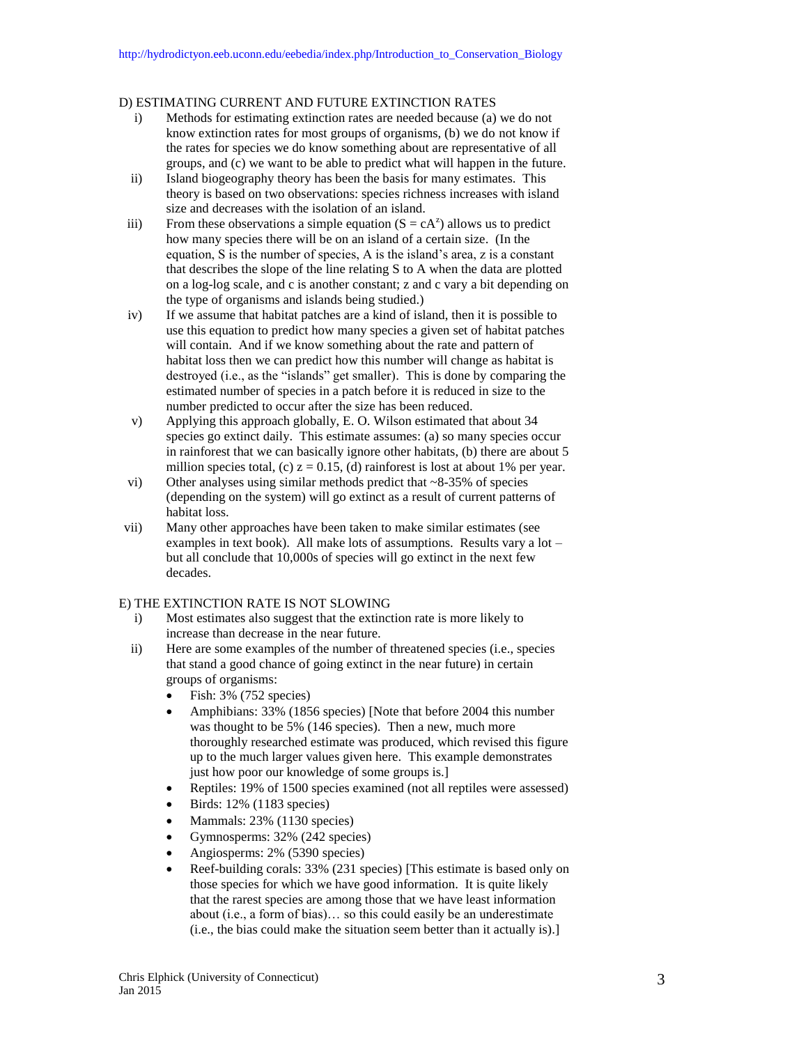## D) ESTIMATING CURRENT AND FUTURE EXTINCTION RATES

i) Methods for estimating extinction rates are needed because (a) we do not know extinction rates for most groups of organisms, (b) we do not know if the rates for species we do know something about are representative of all groups, and (c) we want to be able to predict what will happen in the future.

ii) Island biogeography theory has been the basis for many estimates. This theory is based on two observations: species richness increases with island size and decreases with the isolation of an island.

iii) From these observations a simple equation ($S = cA^z$) allows us to predict how many species there will be on an island of a certain size. (In the equation, S is the number of species, A is the island's area, z is a constant that describes the slope of the line relating S to A when the data are plotted on a log-log scale, and c is another constant; z and c vary a bit depending on the type of organisms and islands being studied.)

iv) If we assume that habitat patches are a kind of island, then it is possible to use this equation to predict how many species a given set of habitat patches will contain. And if we know something about the rate and pattern of habitat loss then we can predict how this number will change as habitat is destroyed (i.e., as the "islands" get smaller). This is done by comparing the estimated number of species in a patch before it is reduced in size to the number predicted to occur after the size has been reduced.

v) Applying this approach globally, E. O. Wilson estimated that about 34 species go extinct daily. This estimate assumes: (a) so many species occur in rainforest that we can basically ignore other habitats, (b) there are about 5 million species total, (c) $z = 0.15$, (d) rainforest is lost at about 1% per year.

vi) Other analyses using similar methods predict that ~8-35% of species (depending on the system) will go extinct as a result of current patterns of habitat loss.

vii) Many other approaches have been taken to make similar estimates (see examples in text book). All make lots of assumptions. Results vary a lot – but all conclude that 10,000s of species will go extinct in the next few decades.

## E) THE EXTINCTION RATE IS NOT SLOWING

i) Most estimates also suggest that the extinction rate is more likely to increase than decrease in the near future.

ii) Here are some examples of the number of threatened species (i.e., species that stand a good chance of going extinct in the near future) in certain groups of organisms:

- Fish: 3% (752 species)
- Amphibians: 33% (1856 species) [Note that before 2004 this number was thought to be 5% (146 species). Then a new, much more thoroughly researched estimate was produced, which revised this figure up to the much larger values given here. This example demonstrates just how poor our knowledge of some groups is.]
- Reptiles: 19% of 1500 species examined (not all reptiles were assessed)
- Birds: 12% (1183 species)
- Mammals: 23% (1130 species)
- Gymnosperms: 32% (242 species)
- Angiosperms: 2% (5390 species)
- Reef-building corals: 33% (231 species) [This estimate is based only on those species for which we have good information. It is quite likely that the rarest species are among those that we have least information about (i.e., a form of bias)… so this could easily be an underestimate (i.e., the bias could make the situation seem better than it actually is).]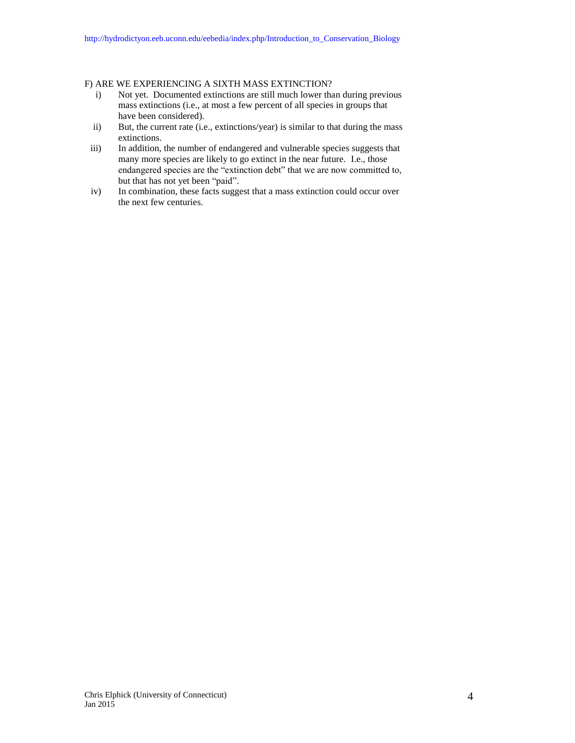F) ARE WE EXPERIENCING A SIXTH MASS EXTINCTION?

i) Not yet. Documented extinctions are still much lower than during previous mass extinctions (i.e., at most a few percent of all species in groups that have been considered).

ii) But, the current rate (i.e., extinctions/year) is similar to that during the mass extinctions.

iii) In addition, the number of endangered and vulnerable species suggests that many more species are likely to go extinct in the near future. I.e., those endangered species are the "extinction debt" that we are now committed to, but that has not yet been "paid".

iv) In combination, these facts suggest that a mass extinction could occur over the next few centuries.